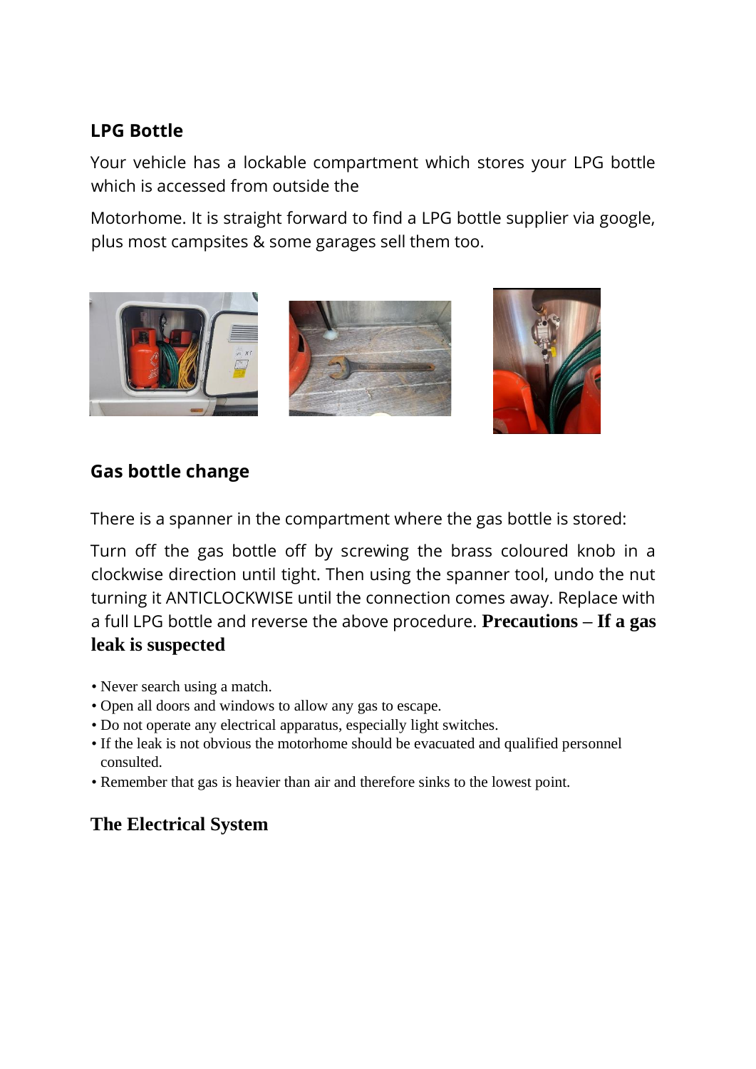## LPG Bottle

Your vehicle has a lockable compartment which stores your LPG bottle which is accessed from outside the

Motorhome. It is straight forward to find a LPG bottle supplier via google, plus most campsites & some garages sell them too.

## Gas bottle change

There is a spanner in the compartment where the gas bottle is stored:

Turn off the gas bottle off by screwing the brass coloured knob in a clockwise direction until tight. Then using the spanner tool, undo the nut turning it ANTICLOCKWISE until the connection comes away. Replace with a full LPG bottle and reverse the above procedure. **Precautions – If a gas leak is suspected**

- Never search using a match.
- Open all doors and windows to allow any gas to escape.
- Do not operate any electrical apparatus, especially light switches.
- If the leak is not obvious the motorhome should be evacuated and qualified personnel consulted.
- Remember that gas is heavier than air and therefore sinks to the lowest point.

## The Electrical System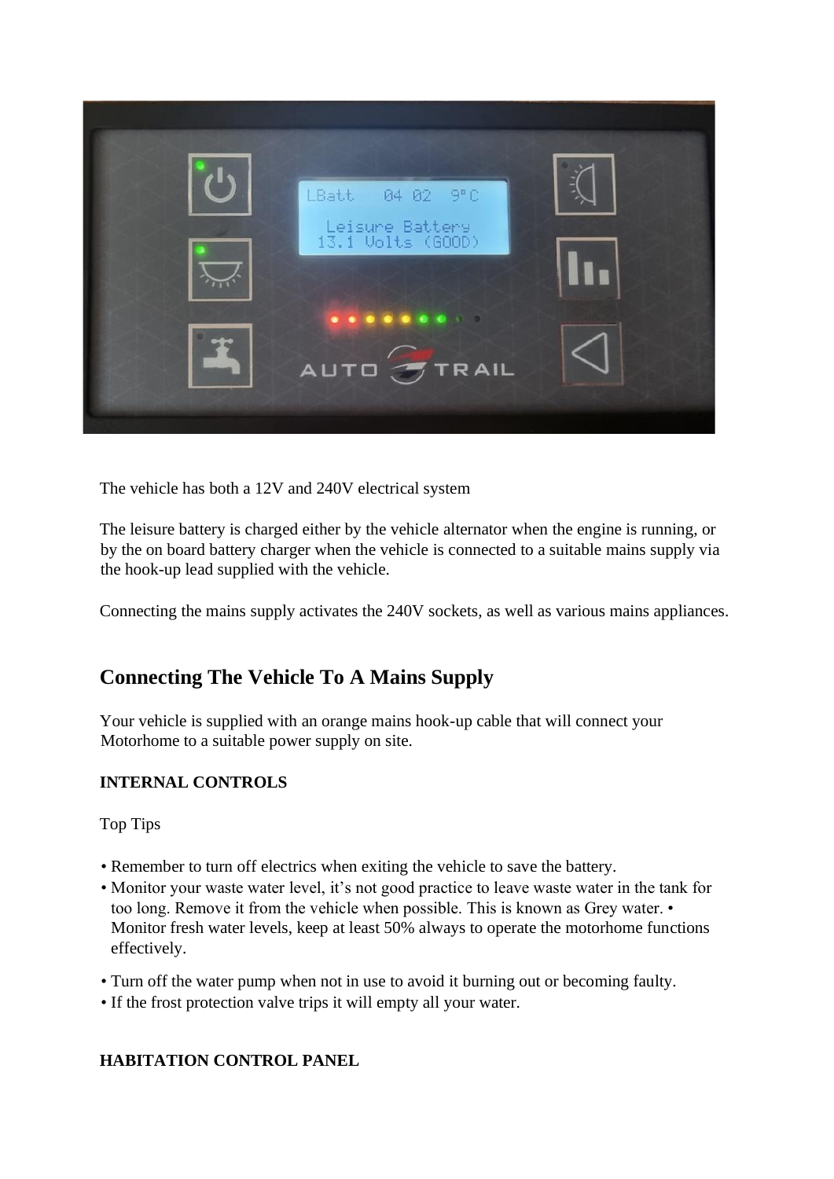The vehicle has both a 12V and 240V electrical system

The leisure battery is charged either by the vehicle alternator when the engine is running, or by the on board battery charger when the vehicle is connected to a suitable mains supply via the hook-up lead supplied with the vehicle.

Connecting the mains supply activates the 240V sockets, as well as various mains appliances.

## Connecting The Vehicle To A Mains Supply

Your vehicle is supplied with an orange mains hook-up cable that will connect your Motorhome to a suitable power supply on site.

**INTERNAL CONTROLS**

Top Tips

- Remember to turn off electrics when exiting the vehicle to save the battery.
- Monitor your waste water level, it's not good practice to leave waste water in the tank for too long. Remove it from the vehicle when possible. This is known as Grey water. • Monitor fresh water levels, keep at least 50% always to operate the motorhome functions effectively.
- Turn off the water pump when not in use to avoid it burning out or becoming faulty.
- If the frost protection valve trips it will empty all your water.

**HABITATION CONTROL PANEL**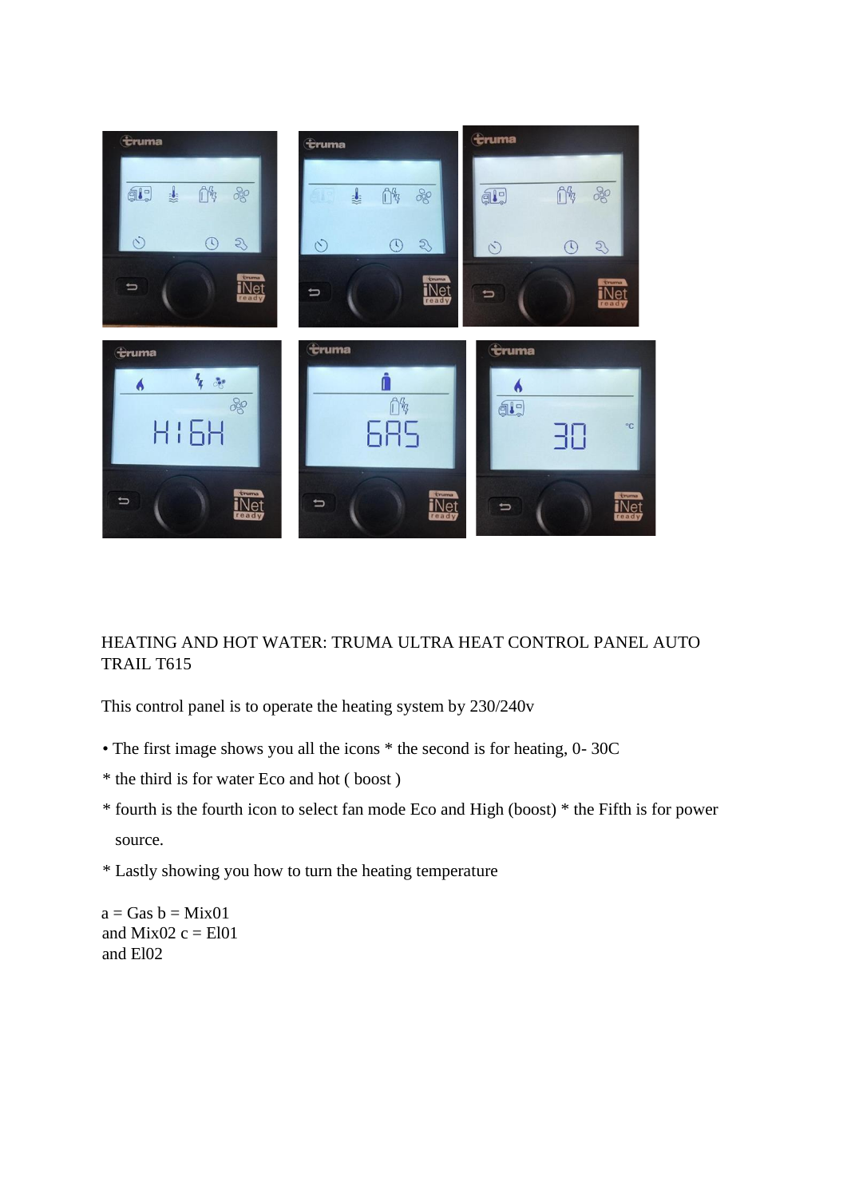HEATING AND HOT WATER: TRUMA ULTRA HEAT CONTROL PANEL AUTO TRAIL T615

This control panel is to operate the heating system by 230/240v

- The first image shows you all the icons * the second is for heating, 0- 30C
* the third is for water Eco and hot ( boost )
* fourth is the fourth icon to select fan mode Eco and High (boost) * the Fifth is for power source.
* Lastly showing you how to turn the heating temperature

a = Gas b = Mix01
and Mix02 c = El01
and El02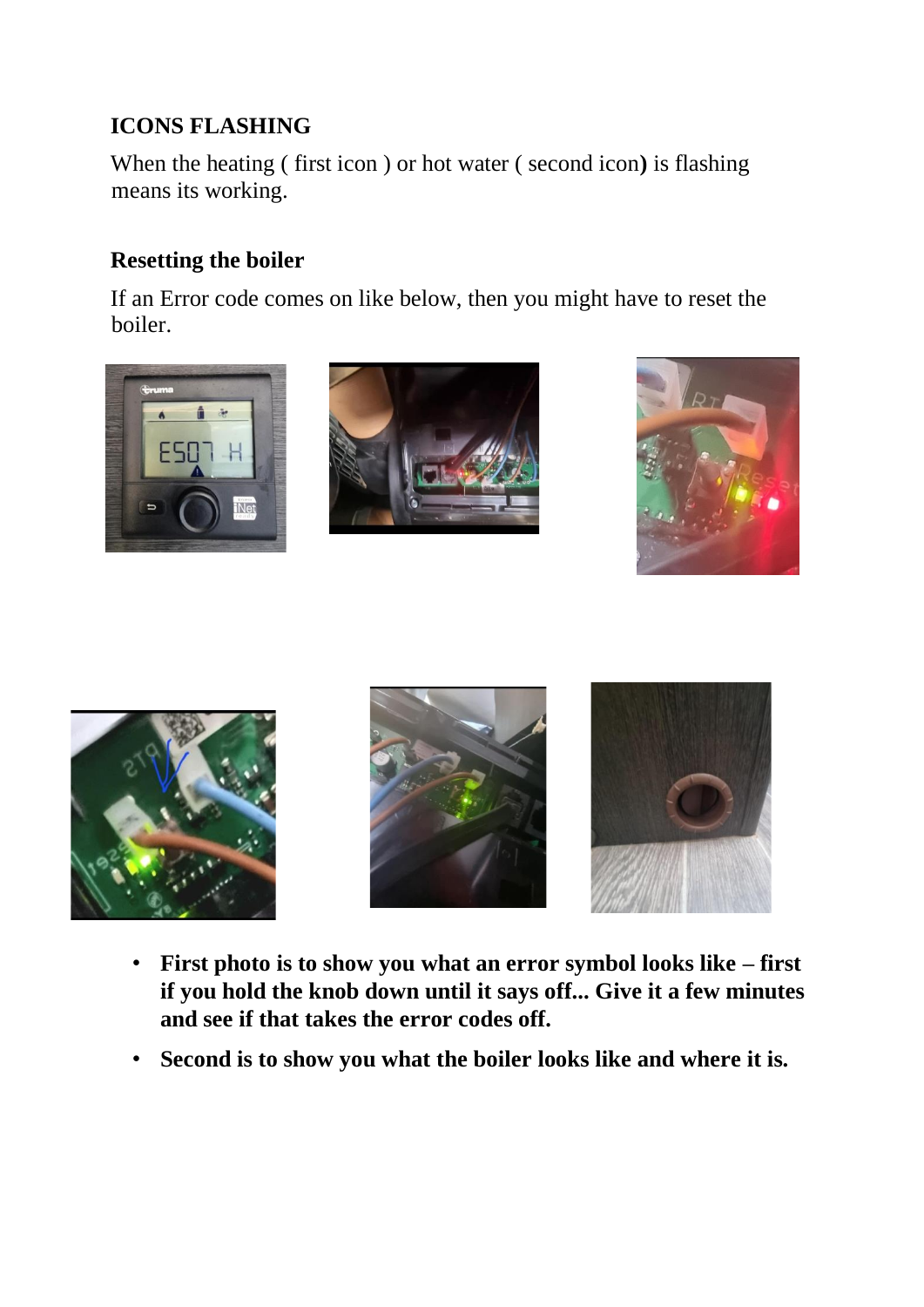**ICONS FLASHING**

When the heating ( first icon ) or hot water ( second icon**)** is flashing means its working.

**Resetting the boiler**

If an Error code comes on like below, then you might have to reset the boiler.

- **First photo is to show you what an error symbol looks like – first if you hold the knob down until it says off... Give it a few minutes and see if that takes the error codes off.**
- **Second is to show you what the boiler looks like and where it is.**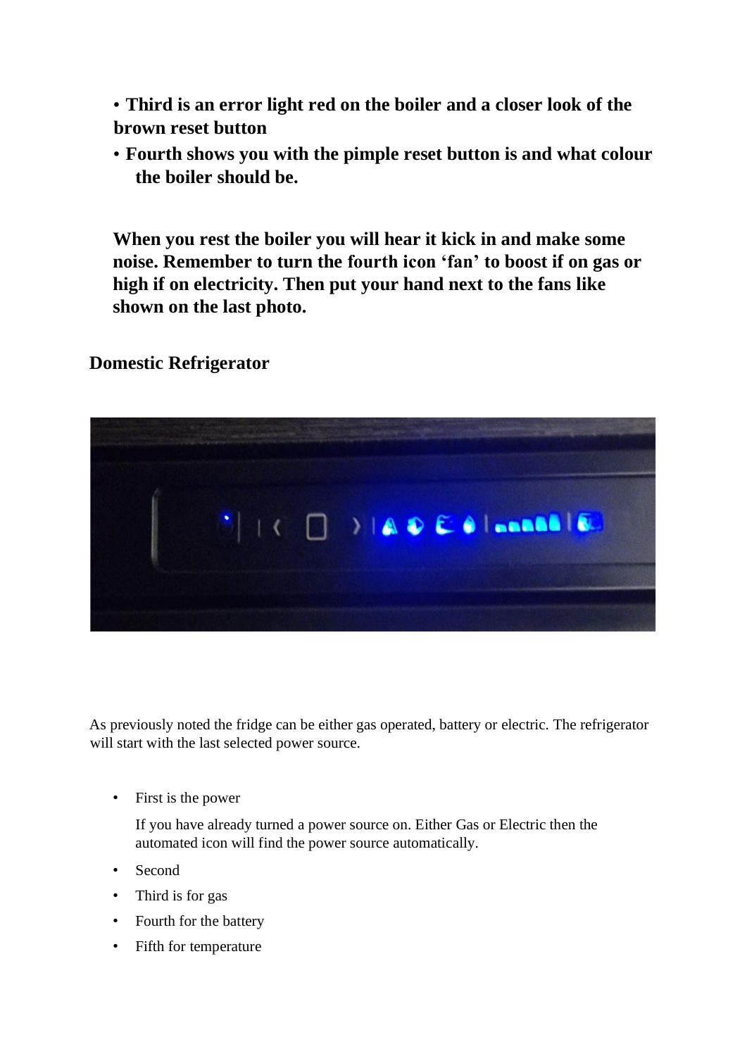- **Third is an error light red on the boiler and a closer look of the brown reset button**
- **Fourth shows you with the pimple reset button is and what colour the boiler should be.**

**When you rest the boiler you will hear it kick in and make some noise. Remember to turn the fourth icon 'fan' to boost if on gas or high if on electricity. Then put your hand next to the fans like shown on the last photo.**

## Domestic Refrigerator

As previously noted the fridge can be either gas operated, battery or electric. The refrigerator will start with the last selected power source.

- First is the power

  If you have already turned a power source on. Either Gas or Electric then the automated icon will find the power source automatically.

- Second
- Third is for gas
- Fourth for the battery
- Fifth for temperature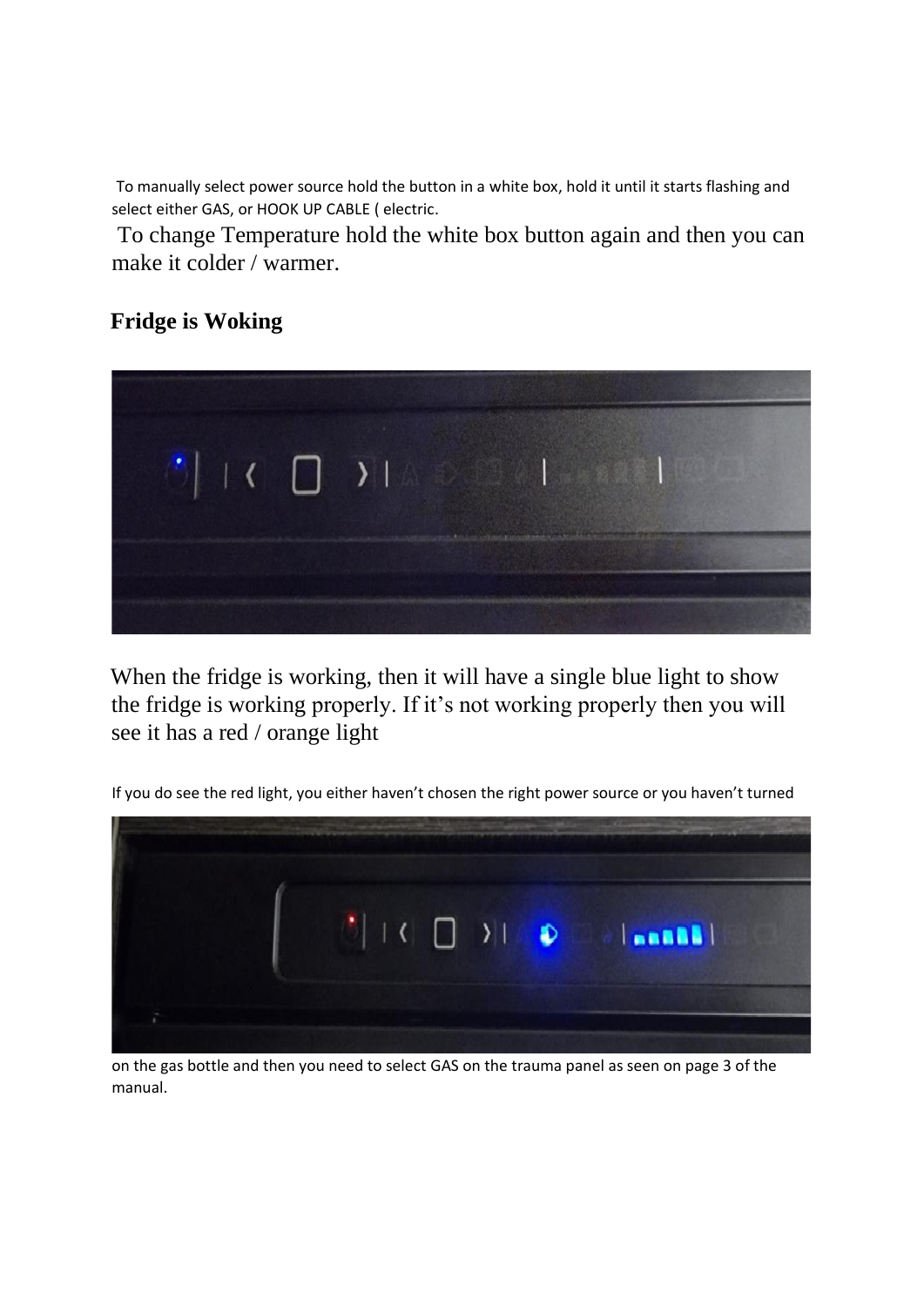To manually select power source hold the button in a white box, hold it until it starts flashing and select either GAS, or HOOK UP CABLE ( electric.

To change Temperature hold the white box button again and then you can make it colder / warmer.

**Fridge is Woking**

When the fridge is working, then it will have a single blue light to show the fridge is working properly. If it's not working properly then you will see it has a red / orange light

If you do see the red light, you either haven't chosen the right power source or you haven't turned

on the gas bottle and then you need to select GAS on the trauma panel as seen on page 3 of the manual.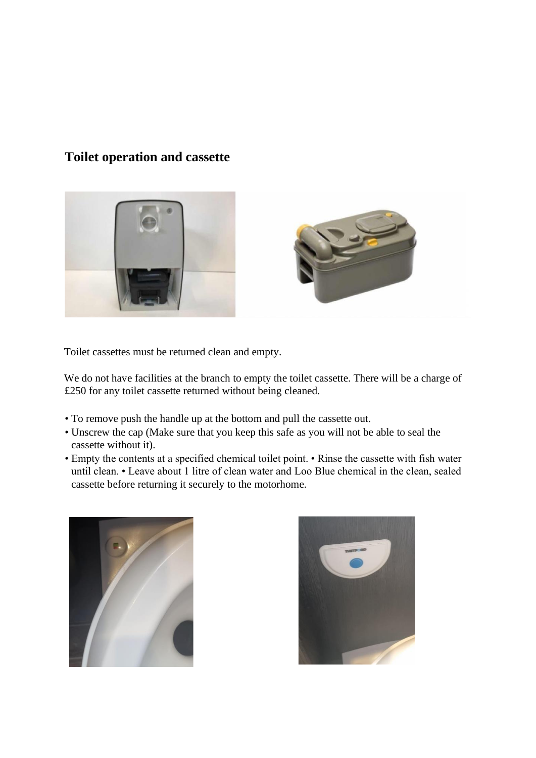## Toilet operation and cassette

Toilet cassettes must be returned clean and empty.

We do not have facilities at the branch to empty the toilet cassette. There will be a charge of £250 for any toilet cassette returned without being cleaned.

- To remove push the handle up at the bottom and pull the cassette out.
- Unscrew the cap (Make sure that you keep this safe as you will not be able to seal the cassette without it).
- Empty the contents at a specified chemical toilet point. • Rinse the cassette with fish water until clean. • Leave about 1 litre of clean water and Loo Blue chemical in the clean, sealed cassette before returning it securely to the motorhome.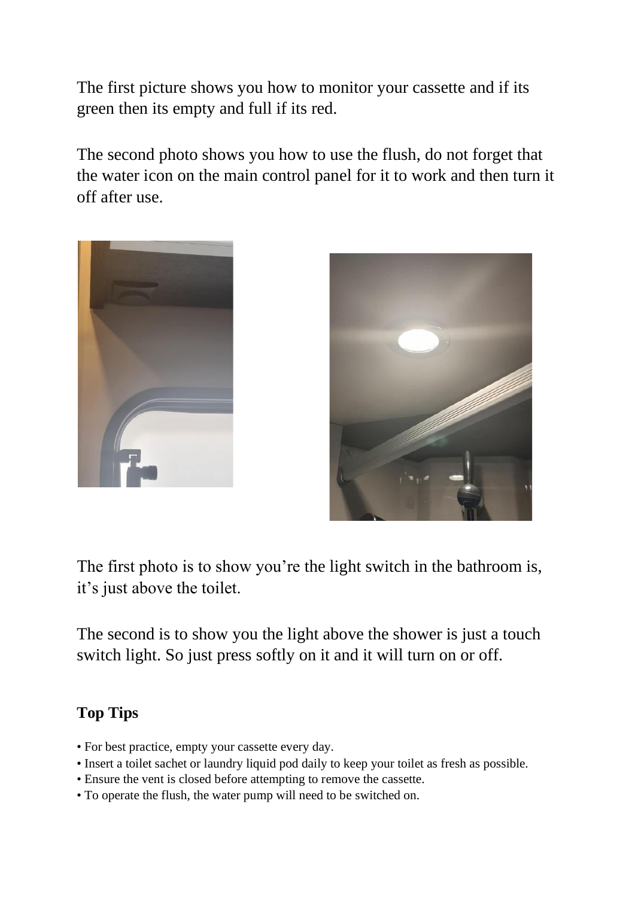The first picture shows you how to monitor your cassette and if its green then its empty and full if its red.

The second photo shows you how to use the flush, do not forget that the water icon on the main control panel for it to work and then turn it off after use.

The first photo is to show you're the light switch in the bathroom is, it's just above the toilet.

The second is to show you the light above the shower is just a touch switch light. So just press softly on it and it will turn on or off.

**Top Tips**

- For best practice, empty your cassette every day.
- Insert a toilet sachet or laundry liquid pod daily to keep your toilet as fresh as possible.
- Ensure the vent is closed before attempting to remove the cassette.
- To operate the flush, the water pump will need to be switched on.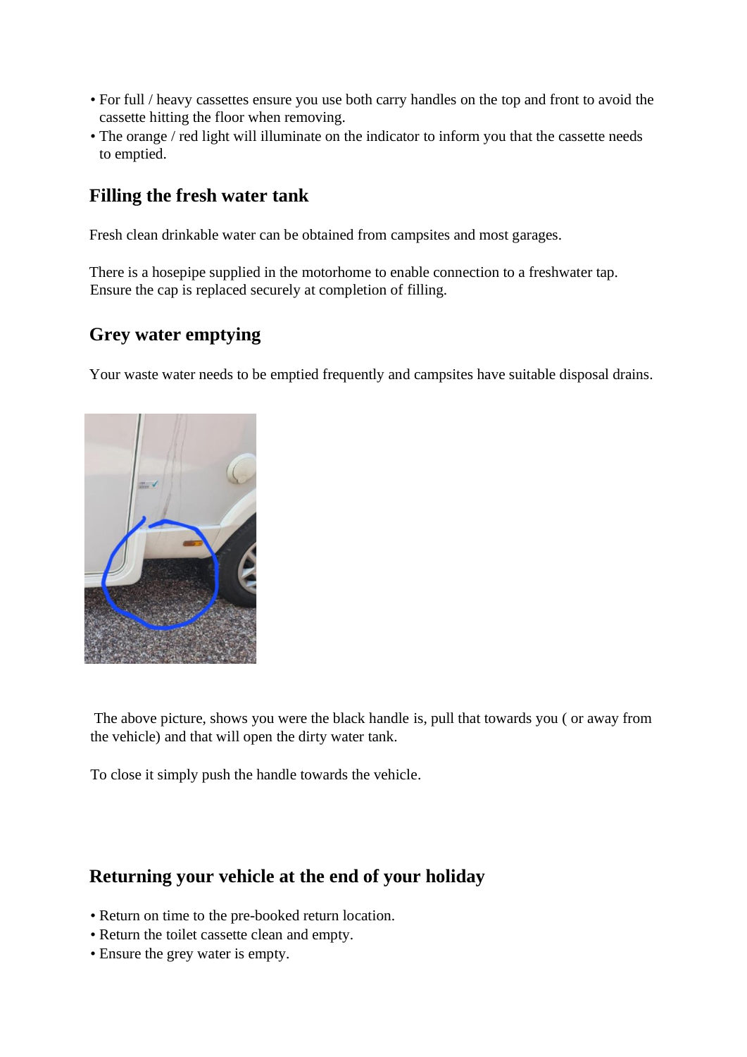- For full / heavy cassettes ensure you use both carry handles on the top and front to avoid the cassette hitting the floor when removing.
- The orange / red light will illuminate on the indicator to inform you that the cassette needs to emptied.

## Filling the fresh water tank

Fresh clean drinkable water can be obtained from campsites and most garages.

There is a hosepipe supplied in the motorhome to enable connection to a freshwater tap. Ensure the cap is replaced securely at completion of filling.

## Grey water emptying

Your waste water needs to be emptied frequently and campsites have suitable disposal drains.

The above picture, shows you were the black handle is, pull that towards you ( or away from the vehicle) and that will open the dirty water tank.

To close it simply push the handle towards the vehicle.

## Returning your vehicle at the end of your holiday

- Return on time to the pre-booked return location.
- Return the toilet cassette clean and empty.
- Ensure the grey water is empty.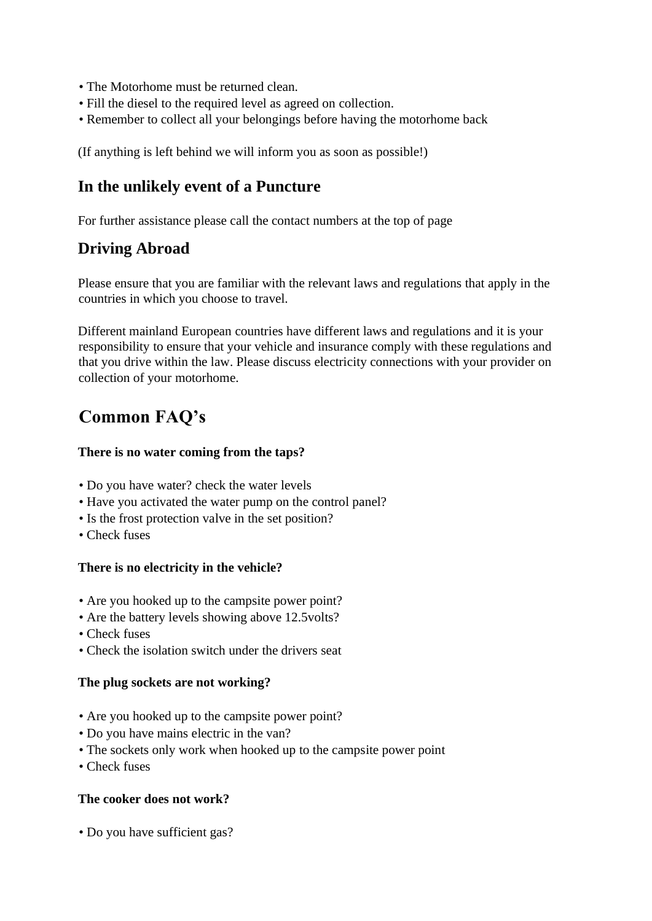- The Motorhome must be returned clean.
- Fill the diesel to the required level as agreed on collection.
- Remember to collect all your belongings before having the motorhome back

(If anything is left behind we will inform you as soon as possible!)

## In the unlikely event of a Puncture

For further assistance please call the contact numbers at the top of page

## Driving Abroad

Please ensure that you are familiar with the relevant laws and regulations that apply in the countries in which you choose to travel.

Different mainland European countries have different laws and regulations and it is your responsibility to ensure that your vehicle and insurance comply with these regulations and that you drive within the law. Please discuss electricity connections with your provider on collection of your motorhome.

# Common FAQ's

**There is no water coming from the taps?**

- Do you have water? check the water levels
- Have you activated the water pump on the control panel?
- Is the frost protection valve in the set position?
- Check fuses

**There is no electricity in the vehicle?**

- Are you hooked up to the campsite power point?
- Are the battery levels showing above 12.5volts?
- Check fuses
- Check the isolation switch under the drivers seat

**The plug sockets are not working?**

- Are you hooked up to the campsite power point?
- Do you have mains electric in the van?
- The sockets only work when hooked up to the campsite power point
- Check fuses

**The cooker does not work?**

- Do you have sufficient gas?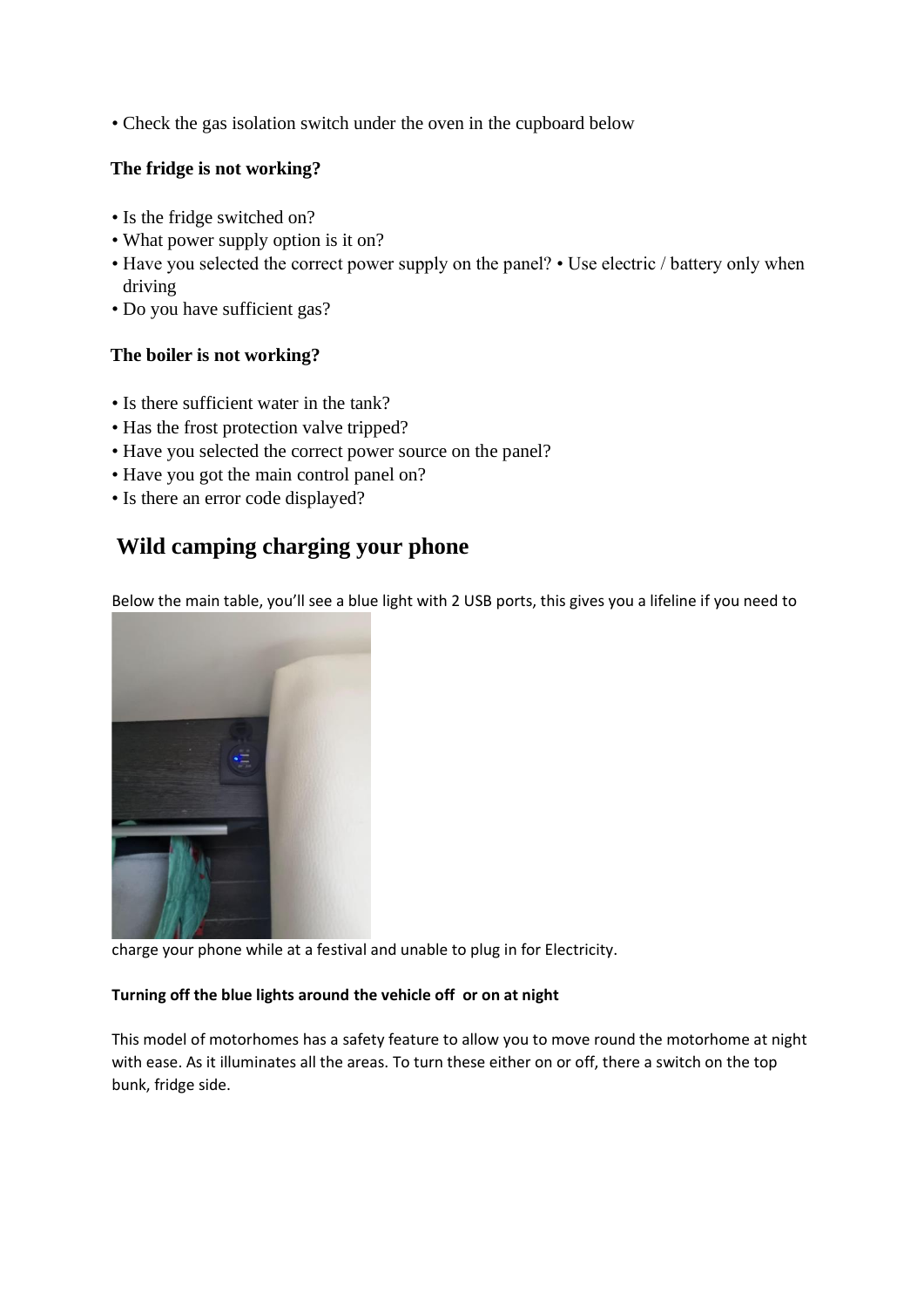• Check the gas isolation switch under the oven in the cupboard below

**The fridge is not working?**

- Is the fridge switched on?
- What power supply option is it on?
- Have you selected the correct power supply on the panel? • Use electric / battery only when driving
- Do you have sufficient gas?

**The boiler is not working?**

- Is there sufficient water in the tank?
- Has the frost protection valve tripped?
- Have you selected the correct power source on the panel?
- Have you got the main control panel on?
- Is there an error code displayed?

## Wild camping charging your phone

Below the main table, you'll see a blue light with 2 USB ports, this gives you a lifeline if you need to charge your phone while at a festival and unable to plug in for Electricity.

**Turning off the blue lights around the vehicle off or on at night**

This model of motorhomes has a safety feature to allow you to move round the motorhome at night with ease. As it illuminates all the areas. To turn these either on or off, there a switch on the top bunk, fridge side.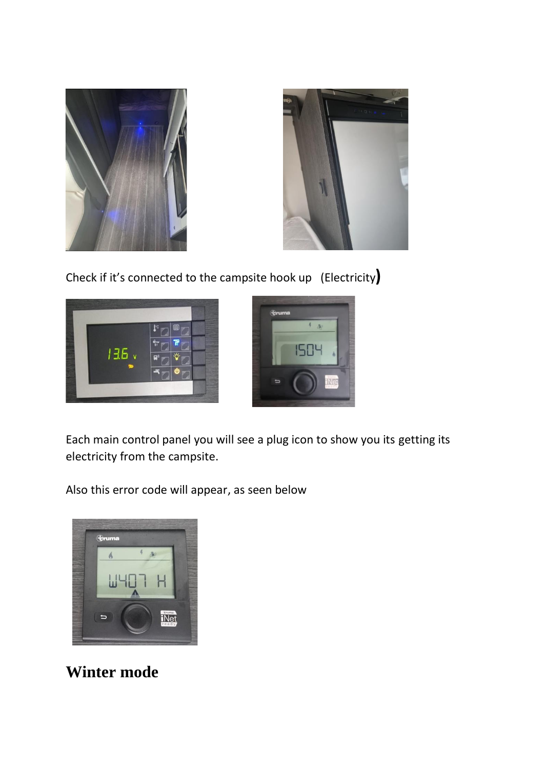Check if it's connected to the campsite hook up (Electricity)

Each main control panel you will see a plug icon to show you its getting its electricity from the campsite.

Also this error code will appear, as seen below

## Winter mode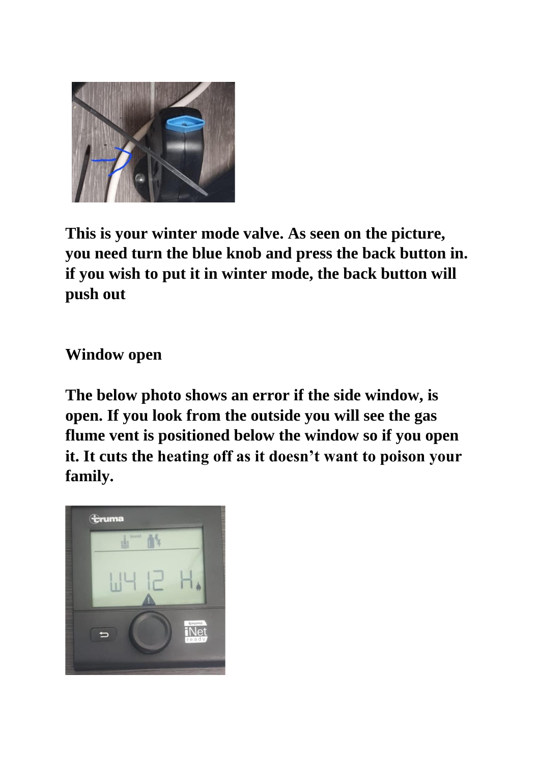**This is your winter mode valve. As seen on the picture, you need turn the blue knob and press the back button in. if you wish to put it in winter mode, the back button will push out**

**Window open**

**The below photo shows an error if the side window, is open. If you look from the outside you will see the gas flume vent is positioned below the window so if you open it. It cuts the heating off as it doesn't want to poison your family.**